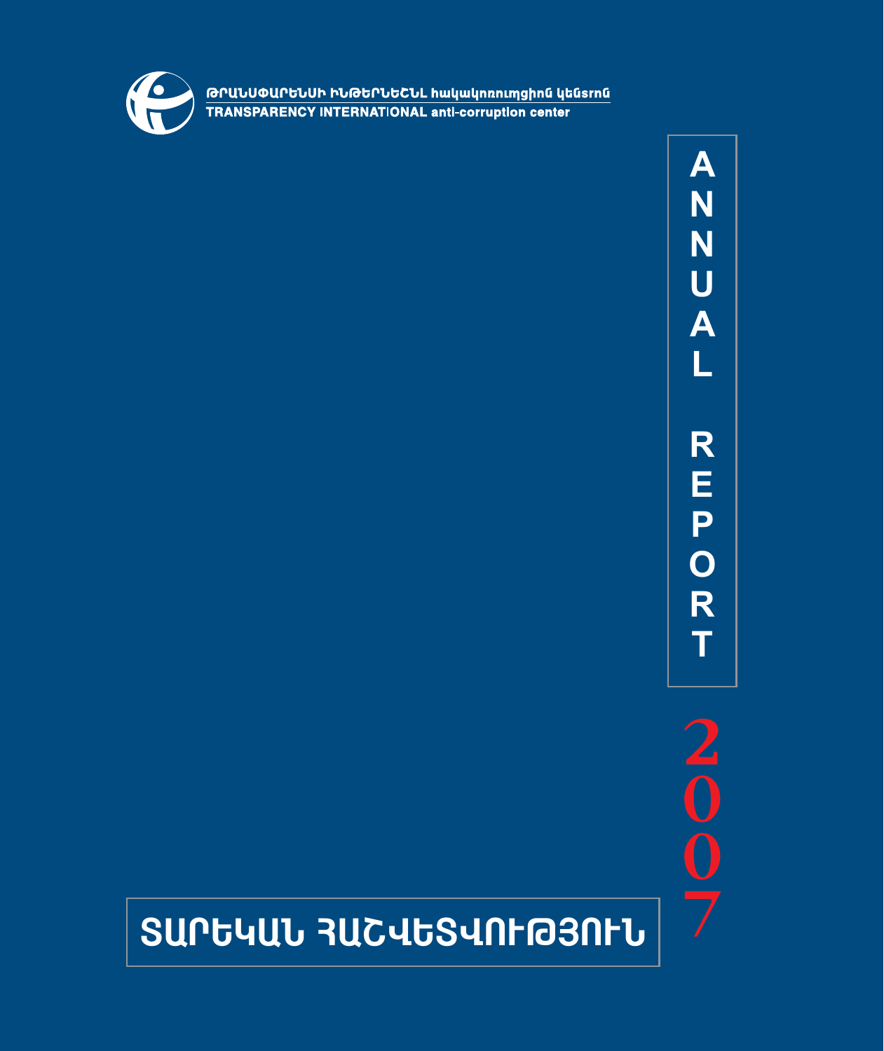ԹՐԱՆՍՓԱՐԵՆՍԻ ԻՆԹԵՐՆԵՇՆԼ հակակոռուպցիոն կենտրոն

TRANSPARENCY INTERNATIONAL anti-corruption center

# ANNUAL REPORT

# 2007

# ՏԱՐԵԿԱՆ ՀԱՇՎԵՏՎՈՒԹՅՈՒՆ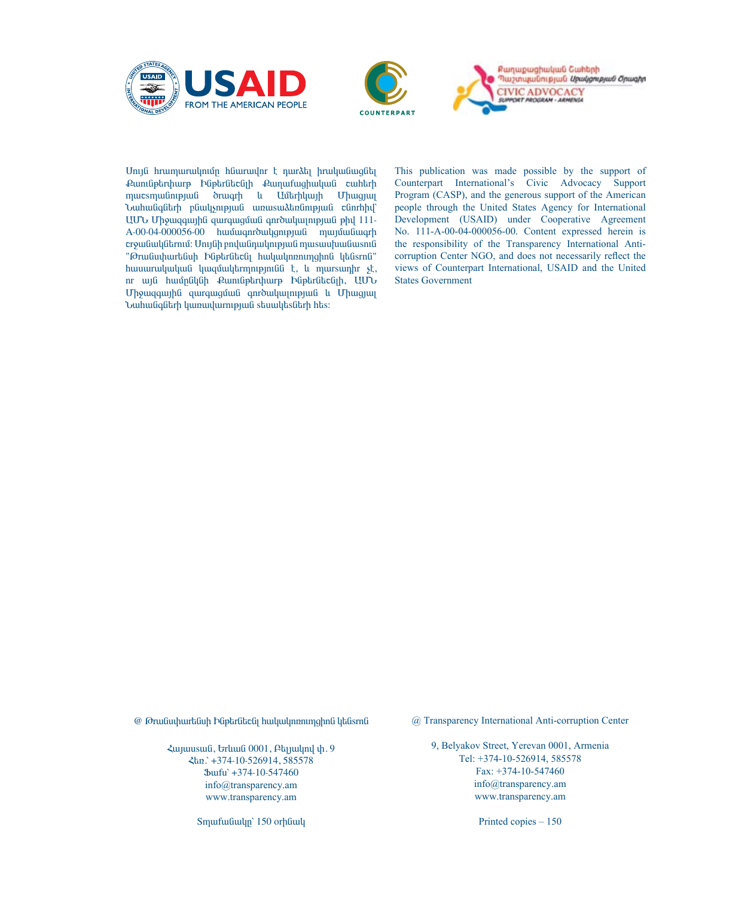USAID FROM THE AMERICAN PEOPLE

COUNTERPART

Քաղաքացիական Շահերի Պաշտպանության Աջակցության Ծրագիր
CIVIC ADVOCACY SUPPORT PROGRAM - ARMENIA

Սույն հրապարակումը հնարավոր է դարձել իրականացնել Քաունթերփարթ Ինթերնեշնլի Քաղաքացիական շահերի պաշտպանության ծրագրի և Ամերիկայի Միացյալ Նահանգների բնակչության առատաձեռնության շնորհիվ՝ ԱՄՆ Միջազգային զարգացման գործակալության թիվ 111-A-00-04-000056-00 համագործակցության պայմանագրի շրջանակներում: Սույնի բովանդակության պատասխանատուն "Թրանսփարենսի Ինթերնեշնլ հակակոռուպցիոն կենտրոն" հասարակական կազմակերպությունն է, և պարտադիր չէ, որ այն համընկնի Քաունթերփարթ Ինթերնեշնլի, ԱՄՆ Միջազգային զարգացման գործակալության և Միացյալ Նահանգների կառավարության տեսակետների հետ:

This publication was made possible by the support of Counterpart International's Civic Advocacy Support Program (CASP), and the generous support of the American people through the United States Agency for International Development (USAID) under Cooperative Agreement No. 111-A-00-04-000056-00. Content expressed herein is the responsibility of the Transparency International Anti-corruption Center NGO, and does not necessarily reflect the views of Counterpart International, USAID and the United States Government

@ Թրանսփարենսի Ինթերնեշնլ հակակոռուպցիոն կենտրոն

Հայաստան, Երևան 0001, Բելյակով փ. 9
Հեռ.՝ +374-10-526914, 585578
Ֆաքս՝ +374-10-547460
info@transparency.am
www.transparency.am

Տպաքանակը՝ 150 օրինակ

@ Transparency International Anti-corruption Center

9, Belyakov Street, Yerevan 0001, Armenia
Tel: +374-10-526914, 585578
Fax: +374-10-547460
info@transparency.am
www.transparency.am

Printed copies – 150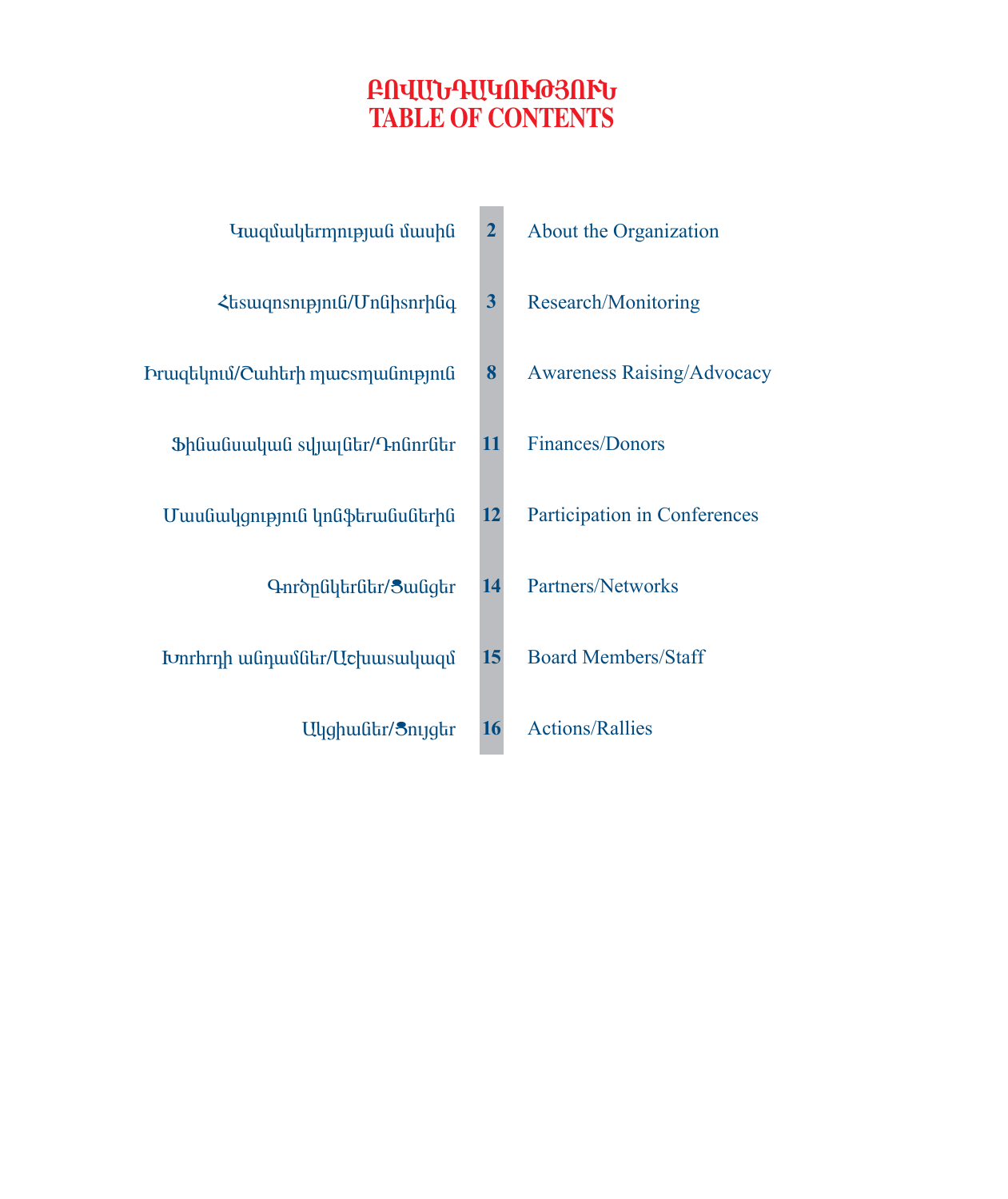# ԲՈՎԱՆԴԱԿՈՒԹՅՈՒՆ
# TABLE OF CONTENTS

| | | |
|---|---|---|
| Կազմակերպության մասին | 2 | About the Organization |
| Հետազոտություն/Մոնիտորինգ | 3 | Research/Monitoring |
| Իրազեկում/Շահերի պաշտպանություն | 8 | Awareness Raising/Advocacy |
| Ֆինանսական տվյալներ/Դոնորներ | 11 | Finances/Donors |
| Մասնակցություն կոնֆերանսներին | 12 | Participation in Conferences |
| Գործընկերներ/Ցանցեր | 14 | Partners/Networks |
| Խորհրդի անդամներ/Աշխատակազմ | 15 | Board Members/Staff |
| Ակցիաներ/Ցույցեր | 16 | Actions/Rallies |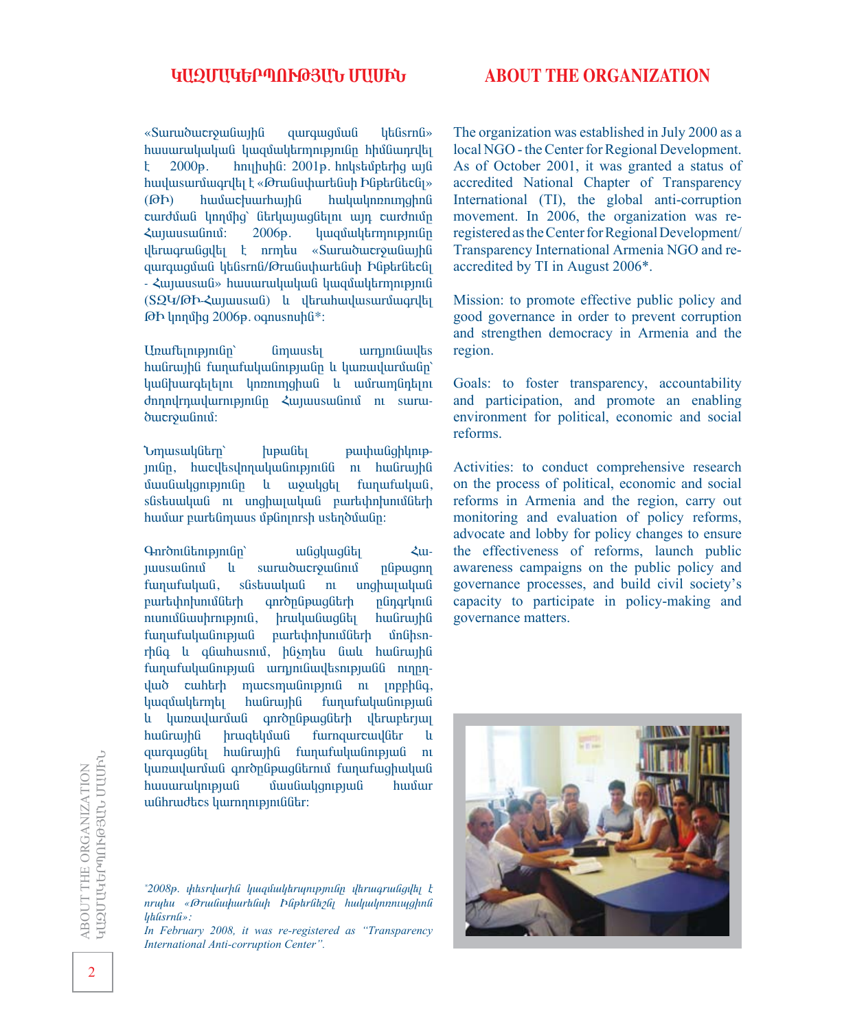## ԿԱԶՄԱԿԵՐՊՈՒԹՅԱՆ ՄԱՍԻՆ

«Տարածաշրջանային զարգացման կենտրոն» հասարակական կազմակերպությունը հիմնադրվել է 2000թ. հուլիսին: 2001թ. հոկտեմբերից այն հավաստարմագրվել է «Թրանսփարենսի Ինթերնեշնլ» (ԹԻ) համաշխարհային հակակոռուպցիոն շարժման կողմից՝ ներկայացնելու այդ շարժումը Հայաստանում: 2006թ. կազմակերպությունը վերագրանցվել է որպես «Տարածաշրջանային զարգացման կենտրոն/Թրանսփարենսի Ինթերնեշնլ - Հայաստան» հասարակական կազմակերպություն (ՏԶԿ/ԹԻ-Հայաստան) և վերահավաստարմագրվել ԹԻ կողմից 2006թ. օգոստոսին*:

Առաքելությունը՝ նպաստել արդյունավետ հանրային քաղաքականությանը և կառավարմանը՝ կանխարգելելու կոռուպցիան և ամրապնդելու ժողովրդավարությունը Հայաստանում ու տարածաշրջանում:

Նպատակները՝ խթանել թափանցիկությունը, հաշվետվողականությունը ու հանրային մասնակցությունը և աջակցել քաղաքական, տնտեսական ու սոցիալական բարեփոխումների համար բարենպաստ միջավայրի ստեղծմանը:

Գործունեությունը՝ անցկացնել Հայաստանում և տարածաշրջանում ընթացող քաղաքական, տնտեսական ու սոցիալական բարեփոխումների գործընթացների ընդգրկուն ուսումնասիրություն, իրականացնել հանրային քաղաքականության բարեփոխումների մոնիտորինգ և գնահատում, ինչպես նաև հանրային քաղաքականության արդյունավետությանն ուղղված շահերի պաշտպանություն ու լոբբինգ, կազմակերպել հանրային քաղաքականության և կառավարման գործընթացների վերաբերյալ հանրային իրազեկման քարոզարշավներ և զարգացնել հանրային քաղաքականության ու կառավարման գործընթացներում քաղաքացիական հասարակության մասնակցության համար անհրաժեշտ կարողություններ:

*2008թ. փետրվարին կազմակերպությունը վերագրանցվել է որպես «Թրանսփարենսի Ինթերնեշնլ հակակոռուպցիոն կենտրոն»:*

## ABOUT THE ORGANIZATION

The organization was established in July 2000 as a local NGO - the Center for Regional Development. As of October 2001, it was granted a status of accredited National Chapter of Transparency International (TI), the global anti-corruption movement. In 2006, the organization was re-registered as the Center for Regional Development/ Transparency International Armenia NGO and re-accredited by TI in August 2006*.

Mission: to promote effective public policy and good governance in order to prevent corruption and strengthen democracy in Armenia and the region.

Goals: to foster transparency, accountability and participation, and promote an enabling environment for political, economic and social reforms.

Activities: to conduct comprehensive research on the process of political, economic and social reforms in Armenia and the region, carry out monitoring and evaluation of policy reforms, advocate and lobby for policy changes to ensure the effectiveness of reforms, launch public awareness campaigns on the public policy and governance processes, and build civil society's capacity to participate in policy-making and governance matters.

*In February 2008, it was re-registered as "Transparency International Anti-corruption Center".*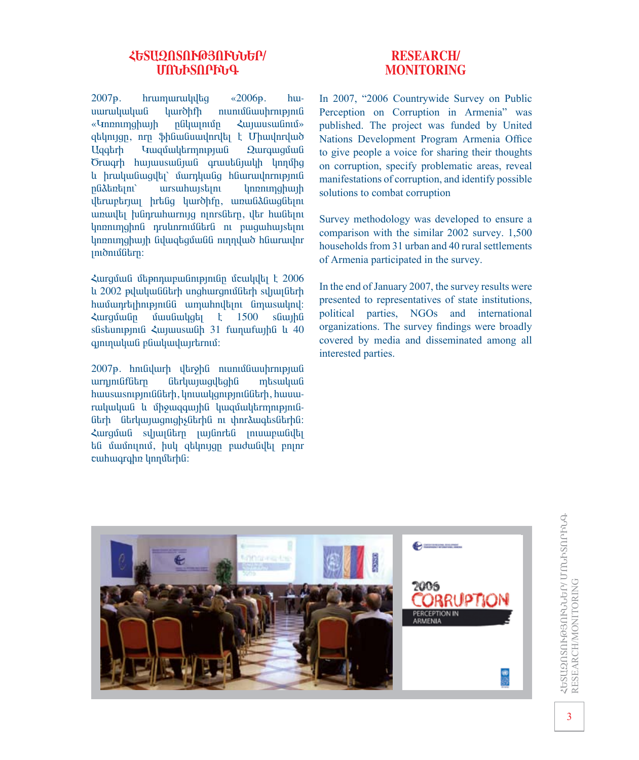## ՀԵՏԱԶՈՏՈՒԹՅՈՒՆՆԵՐ/ ՄՈՆԻՏՈՐԻՆԳ

2007թ. հրապարակվեց «2006թ. համազգային կարծիքի ուսումնասիրություն «Կոռուպցիայի ընկալումը Հայաստանում» զեկույցը, որը ֆինանսավորվել է Միավորված Ազգերի Կազմակերպության Զարգացման Ծրագրի հայաստանյան գրասենյակի կողմից և իրականացվել՝ մարդկանց հնարավորություն ընձեռելու՝ արտահայտելու կոռուպցիայի վերաբերյալ իրենց կարծիքը, առանձնացնելու առավել խնդրահարույց ոլորտները, վեր հանելու կոռուպցիոն դրսևորումները ու բացահայտելու կոռուպցիայի նվազեցմանն ուղղված հնարավոր լուծումները:

Հարցման մեթոդաբանությունը մշակվել է 2006 և 2002 թվականների սոցհարցումների տվյալների համադրելիությունն ապահովելու նպատակով: Հարցմանը մասնակցել է 1500 տնային տնտեսություն Հայաստանի 31 քաղաքային և 40 գյուղական բնակավայրերում:

2007թ. հունվարի վերջին ուսումնասիրության արդյունքները ներկայացվեցին պետական հաստատությունների, կուսակցությունների, հասարակական և միջազգային կազմակերպությունների ներկայացուցիչներին ու փորձագետներին: Հարցման տվյալները լայնորեն լուսաբանվել են մամուլում, իսկ զեկույցը բաժանվել բոլոր շահագրգիռ կողմերին:

## RESEARCH/ MONITORING

In 2007, "2006 Countrywide Survey on Public Perception on Corruption in Armenia" was published. The project was funded by United Nations Development Program Armenia Office to give people a voice for sharing their thoughts on corruption, specify problematic areas, reveal manifestations of corruption, and identify possible solutions to combat corruption

Survey methodology was developed to ensure a comparison with the similar 2002 survey. 1,500 households from 31 urban and 40 rural settlements of Armenia participated in the survey.

In the end of January 2007, the survey results were presented to representatives of state institutions, political parties, NGOs and international organizations. The survey findings were broadly covered by media and disseminated among all interested parties.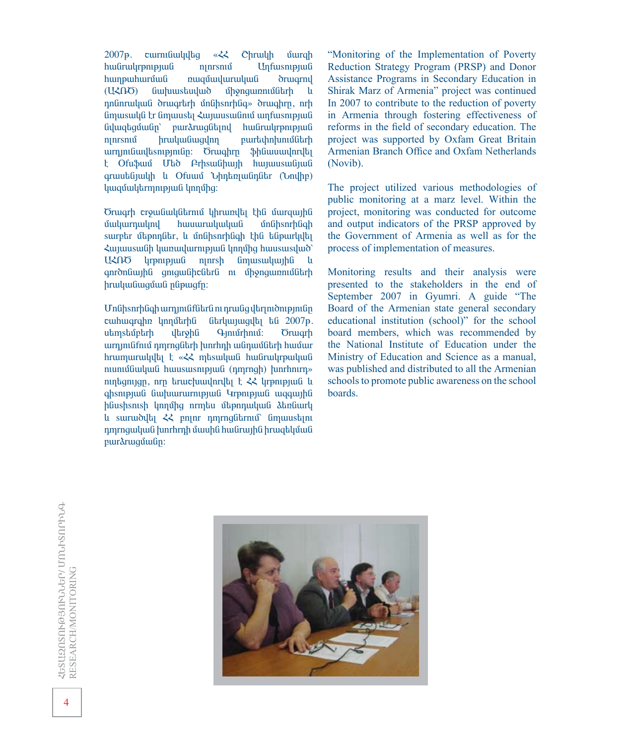2007թ. շարունակվեց «ՀՀ Շիրակի մարզի հանրակրթության ոլորտում Աղքատության հաղթահարման ռազմավարական ծրագրով (ԱՀՌԾ) նախատեսված միջոցառումների և դոնորական ծրագրերի մոնիտորինգ» ծրագիրը, որի նպատակն էր նպաստել Հայաստանում աղքատության նվազեցմանը՝ բարձրացնելով հանրակրթության ոլորտում իրականացվող բարեփոխումների արդյունավետությունը: Ծրագիրը ֆինանսավորվել է Օքսֆամ Մեծ Բրիտանիայի հայաստանյան գրասենյակի և Օքսամ Նիդեռլանդներ (Նովիբ) կազմակերպության կողմից:

Ծրագրի շրջանակներում կիրառվել էին մարզային մակարդակով հասարակական մոնիտորինգի տարբեր մեթոդներ, և մոնիտորինգի էին ենթարկվել Հայաստանի կառավարության կողմից հաստատված՝ ԱՀՌԾ կրթության ոլորտի նպատակային և գործնային ցուցանիշներն ու միջոցառումների իրականացման ընթացքը:

Մոնիտորինգի արդյունքներն ու դրանց վերլուծությունը շահագրգիռ կողմերին ներկայացվել են 2007թ. սեպտեմբերի վերջին Գյումրիում: Ծրագրի արդյունքում դպրոցների խորհրդի անդամների համար հրատարակվել է «ՀՀ պետական հանրակրթական ուսումնական հաստատության (դպրոցի) խորհուրդ» ուղեցույցը, որը երաշխավորվել է ՀՀ կրթության և գիտության նախարարության Կրթության ազգային ինստիտուտի կողմից որպես մեթոդական ձեռնարկ և տարածվել ՀՀ բոլոր դպրոցներում՝ նպաստելու դպրոցական խորհրդի մասին հանրային իրազեկման բարձրացմանը:

“Monitoring of the Implementation of Poverty Reduction Strategy Program (PRSP) and Donor Assistance Programs in Secondary Education in Shirak Marz of Armenia” project was continued In 2007 to contribute to the reduction of poverty in Armenia through fostering effectiveness of reforms in the field of secondary education. The project was supported by Oxfam Great Britain Armenian Branch Office and Oxfam Netherlands (Novib).

The project utilized various methodologies of public monitoring at a marz level. Within the project, monitoring was conducted for outcome and output indicators of the PRSP approved by the Government of Armenia as well as for the process of implementation of measures.

Monitoring results and their analysis were presented to the stakeholders in the end of September 2007 in Gyumri. A guide “The Board of the Armenian state general secondary educational institution (school)” for the school board members, which was recommended by the National Institute of Education under the Ministry of Education and Science as a manual, was published and distributed to all the Armenian schools to promote public awareness on the school boards.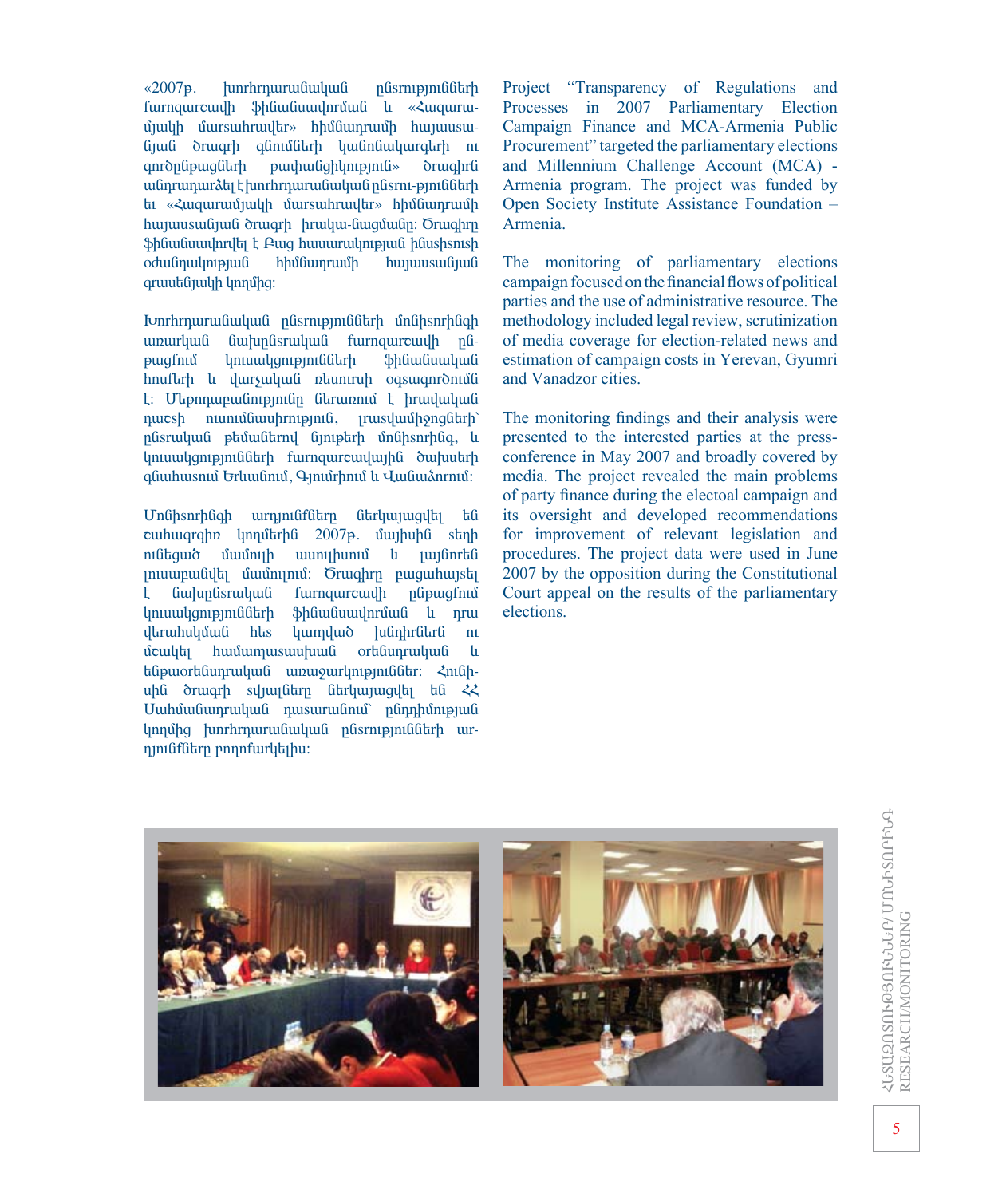«2007թ. խորհրդարանական ընտրությունների քարոզարշավի ֆինանսավորման և «Հազարամյակի մարտահրավեր» հիմնադրամի հայաստանյան ծրագրի գնումների կանոնակարգերի ու գործընթացների թափանցիկություն» ծրագիրն անդրադարձել է խորհրդարանական ընտրությունների եւ «Հազարամյակի մարտահրավեր» հիմնադրամի հայաստանյան ծրագրի իրակա-նացմանը: Ծրագիրը ֆինանսավորվել է Բաց հասարակության ինստիտուտի օժանդակության հիմնադրամի հայաստանյան գրասենյակի կողմից:

Խորհրդարանական ընտրությունների մոնիտորինգի առարկան նախընտրական քարոզարշավի ընթացքում կուսակցությունների ֆինանսական հոսքերի և վարչական ռեսուրսի օգտագործումն է: Մեթոդաբանությունը ներառում է իրավական դաշտի ուսումնասիրություն, լրատվամիջոցների՝ ընտրական թեմաներով նյութերի մոնիտորինգ, և կուսակցությունների քարոզարշավային ծախսերի գնահատում Երևանում, Գյումրիում և Վանաձորում:

Մոնիտորինգի արդյունքները ներկայացվել են շահագրգիռ կողմերին 2007թ. մայիսին տեղի ունեցած մամուլի ասուլիսում և լայնորեն լուսաբանվել մամուլում: Ծրագիրը բացահայտել է նախընտրական քարոզարշավի ընթացքում կուսակցությունների ֆինանսավորման և դրա վերահսկման հետ կապված խնդիրներն ու մշակել համապատասխան օրենսդրական և ենթաօրենսդրական առաջարկություններ: Հունիսին ծրագրի տվյալները ներկայացվել են ՀՀ Սահմանադրական դատարանում՝ ընդդիմության կողմից խորհրդարանական ընտրությունների արդյունքները բողոքարկելիս:

Project "Transparency of Regulations and Processes in 2007 Parliamentary Election Campaign Finance and MCA-Armenia Public Procurement" targeted the parliamentary elections and Millennium Challenge Account (MCA) - Armenia program. The project was funded by Open Society Institute Assistance Foundation – Armenia.

The monitoring of parliamentary elections campaign focused on the financial flows of political parties and the use of administrative resource. The methodology included legal review, scrutinization of media coverage for election-related news and estimation of campaign costs in Yerevan, Gyumri and Vanadzor cities.

The monitoring findings and their analysis were presented to the interested parties at the press-conference in May 2007 and broadly covered by media. The project revealed the main problems of party finance during the electoal campaign and its oversight and developed recommendations for improvement of relevant legislation and procedures. The project data were used in June 2007 by the opposition during the Constitutional Court appeal on the results of the parliamentary elections.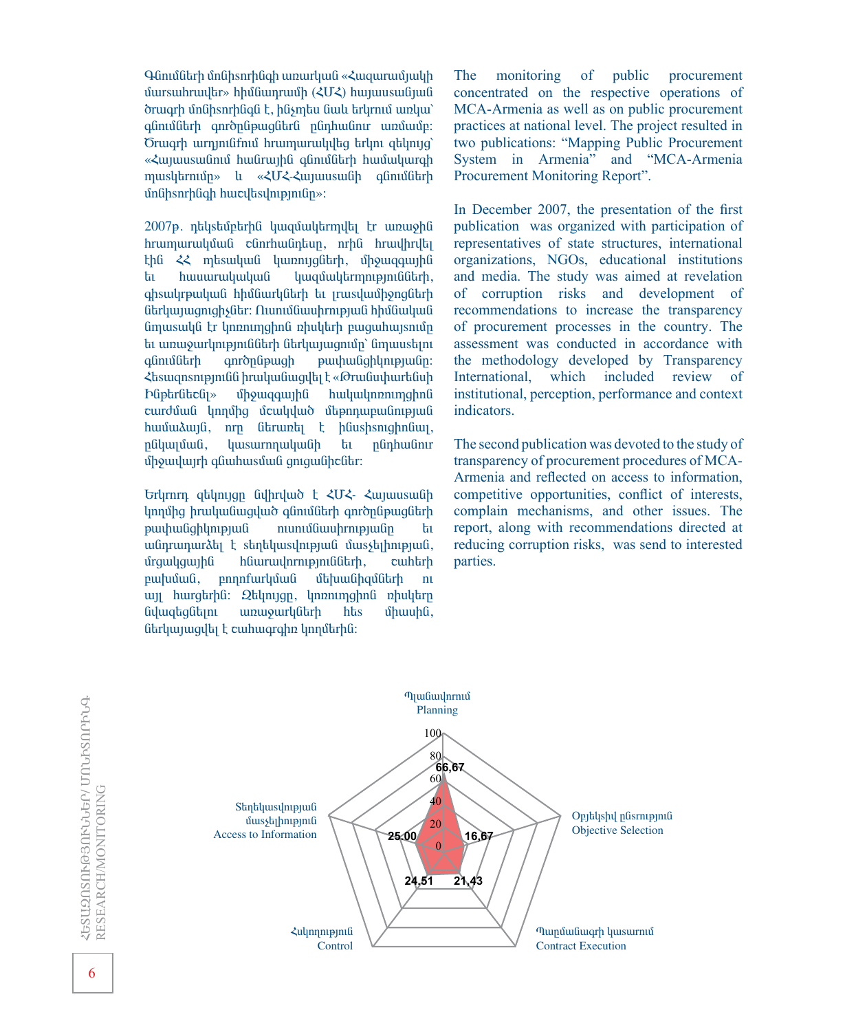Գնումների մոնիտորինգի առարկան «Հազարամյակի մարտահրավեր» հիմնադրամի (ՀՄՀ) հայաստանյան ծրագրի մոնիտորինգն է, ինչպես նաև երկրում առկա՝ գնումների գործընթացներն ընդհանուր առմամբ: Ծրագրի արդյունքում հրապարակվեց երկու զեկույց՝ «Հայաստանում հանրային գնումների համակարգի պատկերումը» և «ՀՄՀ-Հայաստանի գնումների մոնիտորինգի հաշվետվությունը»:

2007թ. դեկտեմբերին կազմակերպվել էր առաջին հրապարակման շնորհանդեսը, որին հրավիրվել էին ՀՀ պետական կառույցների, միջազգային եւ հասարակական կազմակերպությունների, զինակրթական հիմնարկների եւ լրատվամիջոցների ներկայացուցիչներ: Ուսումնասիրության հիմնական նպատակն էր կոռուպցիոն ռիսկերի բացահայտումը եւ առաջարկությունների ներկայացումը՝ նպաստելու գնումների գործընթացի թափանցիկությանը: Հետազոտությունն իրականացվել է «Թրանսփարենսի Ինթերնեշնլ» միջազգային հակակոռուպցիոն շարժման կողմից մշակված մեթոդաբանության համաձայն, որը ներառել է ինստիտուցիոնալ, ընկալման, կատարողականի եւ ընդհանուր միջավայրի գնահատման ցուցանիշներ:

Երկրորդ զեկույցը նվիրված է ՀՄՀ- Հայաստանի կողմից իրականացված գնումների գործընթացների թափանցիկության ուսումնասիրությանը եւ անդրադարձել է տեղեկատվության մատչելիության, մրցակցային հնարավորությունների, շահերի բախման, բողոքարկման մեխանիզմների ու այլ հարցերին: Զեկույցը, կոռուպցիոն ռիսկերը նվազեցնելու առաջարկների հետ միասին, ներկայացվել է շահագրգիռ կողմերին:

The monitoring of public procurement concentrated on the respective operations of MCA-Armenia as well as on public procurement practices at national level. The project resulted in two publications: “Mapping Public Procurement System in Armenia” and “MCA-Armenia Procurement Monitoring Report”.

In December 2007, the presentation of the first publication was organized with participation of representatives of state structures, international organizations, NGOs, educational institutions and media. The study was aimed at revelation of corruption risks and development of recommendations to increase the transparency of procurement processes in the country. The assessment was conducted in accordance with the methodology developed by Transparency International, which included review of institutional, perception, performance and context indicators.

The second publication was devoted to the study of transparency of procurement procedures of MCA-Armenia and reflected on access to information, competitive opportunities, conflict of interests, complain mechanisms, and other issues. The report, along with recommendations directed at reducing corruption risks, was send to interested parties.

| Պլանավորում / Planning | Օբյեկտիվ ընտրություն / Objective Selection | Պայմանագրի կատարում / Contract Execution | Հսկողություն / Control | Տեղեկատվության մատչելիություն / Access to Information |
|---|---|---|---|---|
| 66,67 | 16,67 | 21,43 | 24,51 | 25,00 |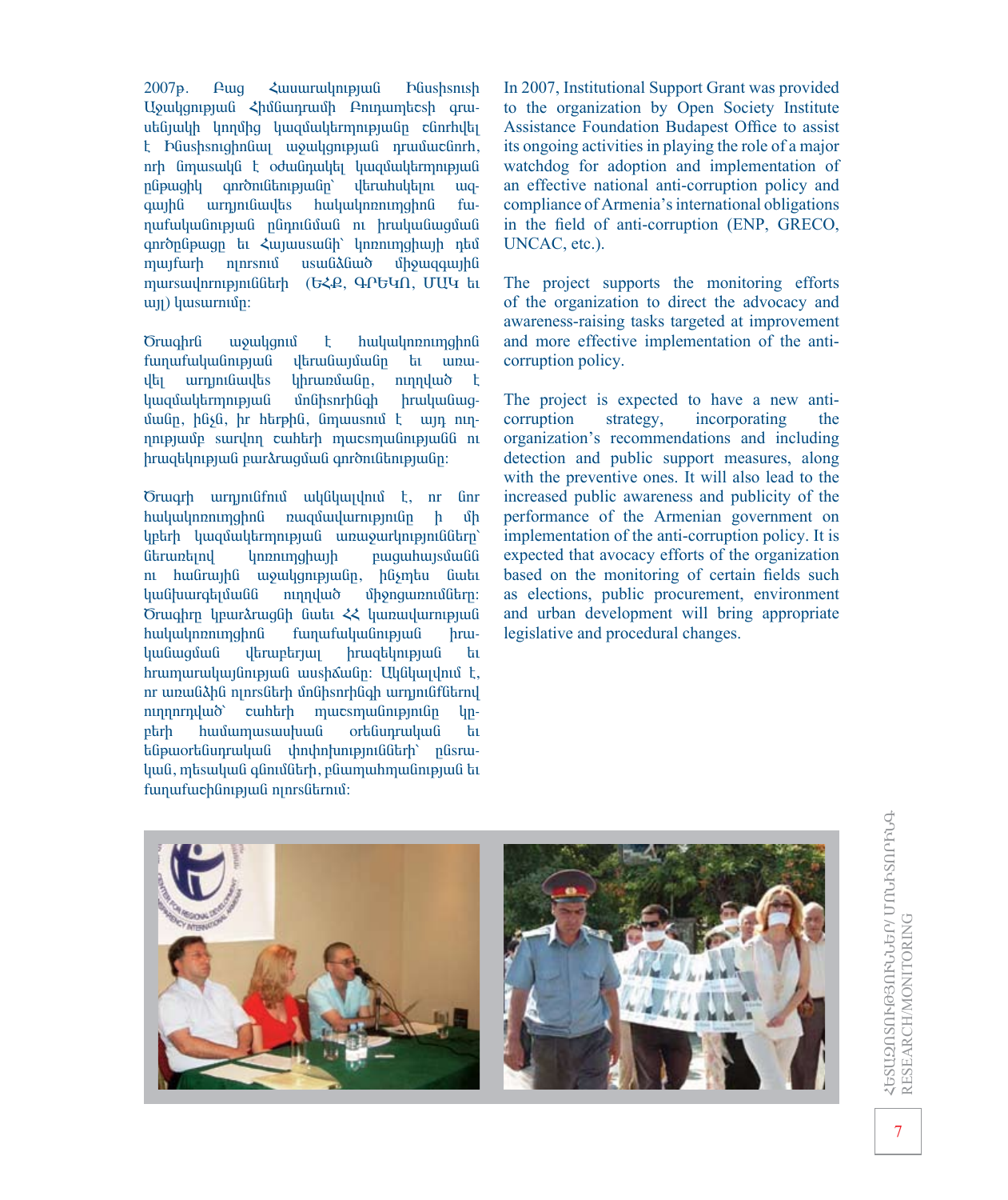2007թ. Բաց Հասարակության Ինստիտուտի Աջակցության Հիմնադրամի Բուդապեշտի գրասենյակի կողմից կազմակերպությանը շնորհվել է Ինստիտուցիոնալ աջակցության դրամաշնորհ, որի նպատակն է օժանդակել կազմակերպության ընթացիկ գործունեությանը՝ վերահսկելու ազգային արդյունավետ հակակոռուպցիոն քաղաքականության ընդունման ու իրականացման գործընթացը եւ Հայաստանի՝ կոռուպցիայի դեմ պայքարի ոլորտում ստանձնած միջազգային պարտավորությունների (ԵՀՔ, ԳՐԵԿՈ, ՄԱԿ եւ այլ) կատարումը:

Ծրագիրն աջակցում է հակակոռուպցիոն քաղաքականության վերանայմանը եւ առավել արդյունավետ կիրառմանը, ուղղված է կազմակերպության մոնիտորինգի իրականացմանը, ինչն, իր հերթին, նպաստում է այդ ուղղությամբ տարվող շահերի պաշտպանությանն ու իրազեկության բարձրացման գործունեությանը:

Ծրագրի արդյունքում ակնկալվում է, որ նոր հակակոռուպցիոն ռազմավարությունը ի մի կբերի կազմակերպության առաջարկությունները՝ ներառելով կոռուպցիայի բացահայտմանն ու հանրային աջակցությանը, ինչպես նաեւ կանխարգելմանն ուղղված միջոցառումները: Ծրագիրը կբարձրացնի նաեւ ՀՀ կառավարության հակակոռուպցիոն քաղաքականության իրականացման վերաբերյալ իրազեկության եւ հրապարակայնության աստիճանը: Ակնկալվում է, որ առանձին ոլորտների մոնիտորինգի արդյունքներով ուղղորդված՝ շահերի պաշտպանությունը կբերի համապատասխան օրենսդրական եւ ենթաօրենսդրական փոփոխությունների՝ ընտրական, պետական գնումների, բնապահպանության եւ քաղաքաշինության ոլորտներում:

In 2007, Institutional Support Grant was provided to the organization by Open Society Institute Assistance Foundation Budapest Office to assist its ongoing activities in playing the role of a major watchdog for adoption and implementation of an effective national anti-corruption policy and compliance of Armenia's international obligations in the field of anti-corruption (ENP, GRECO, UNCAC, etc.).

The project supports the monitoring efforts of the organization to direct the advocacy and awareness-raising tasks targeted at improvement and more effective implementation of the anti-corruption policy.

The project is expected to have a new anti-corruption strategy, incorporating the organization's recommendations and including detection and public support measures, along with the preventive ones. It will also lead to the increased public awareness and publicity of the performance of the Armenian government on implementation of the anti-corruption policy. It is expected that avocacy efforts of the organization based on the monitoring of certain fields such as elections, public procurement, environment and urban development will bring appropriate legislative and procedural changes.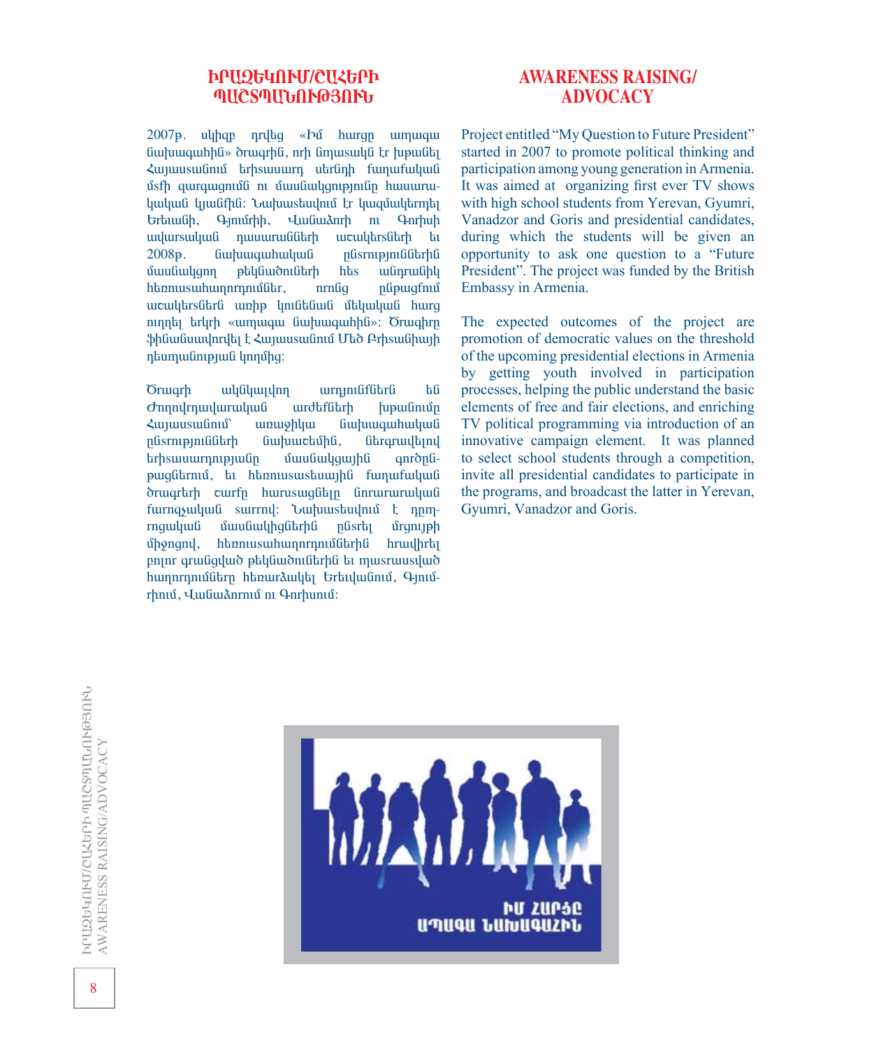## ԻՐԱԶԵԿՈՒՄ/ՇԱՀԵՐԻ ՊԱՇՏՊԱՆՈՒԹՅՈՒՆ

2007թ. սկիզբ դրվեց «Իմ հարցը ապագա նախագահին» ծրագրին, որի նպատակն էր խթանել Հայաստանում երիտասարդ սերնդի քաղաքական մտքի զարգացումն ու մասնակցությունը հասարակական կյանքին: Նախատեսվում էր կազմակերպել Երևանի, Գյումրիի, Վանաձորի ու Գորիսի ավարտական դասարանների աշակերտների և 2008թ. նախագահական ընտրություններին մասնակցող թեկնածուների հետ անդրանիկ հեռուստահաղորդումներ, որոնց ընթացքում աշակերտներն առիթ կունենան մեկական հարց ուղղել երկրի «ապագա նախագահին»: Ծրագիրը ֆինանսավորվել է Հայաստանում Մեծ Բրիտանիայի դեսպանության կողմից:

Ծրագրի ակնկալվող արդյունքներն են Ժողովրդավարական արժեքների խթանումը Հայաստանում՝ առաջիկա նախագահական ընտրությունների նախաշեմին, ներգրավելով երիտասարդությանը մասնակցային գործընթացներում, և հեռուստատեսային քաղաքական ծրագրերի շարքը հարստացնելը նորարարական քարոզչական տարրով: Նախատեսվում է դպրոցական մասնակիցներին ընտրել մրցույթի միջոցով, հեռուստահաղորդումներին հրավիրել բոլոր գրանցված թեկնածուներին և պատրաստված հաղորդումները հեռարձակել Երևանում, Գյումրիում, Վանաձորում ու Գորիսում:

## AWARENESS RAISING/ ADVOCACY

Project entitled "My Question to Future President" started in 2007 to promote political thinking and participation among young generation in Armenia. It was aimed at organizing first ever TV shows with high school students from Yerevan, Gyumri, Vanadzor and Goris and presidential candidates, during which the students will be given an opportunity to ask one question to a "Future President". The project was funded by the British Embassy in Armenia.

The expected outcomes of the project are promotion of democratic values on the threshold of the upcoming presidential elections in Armenia by getting youth involved in participation processes, helping the public understand the basic elements of free and fair elections, and enriching TV political programming via introduction of an innovative campaign element. It was planned to select school students through a competition, invite all presidential candidates to participate in the programs, and broadcast the latter in Yerevan, Gyumri, Vanadzor and Goris.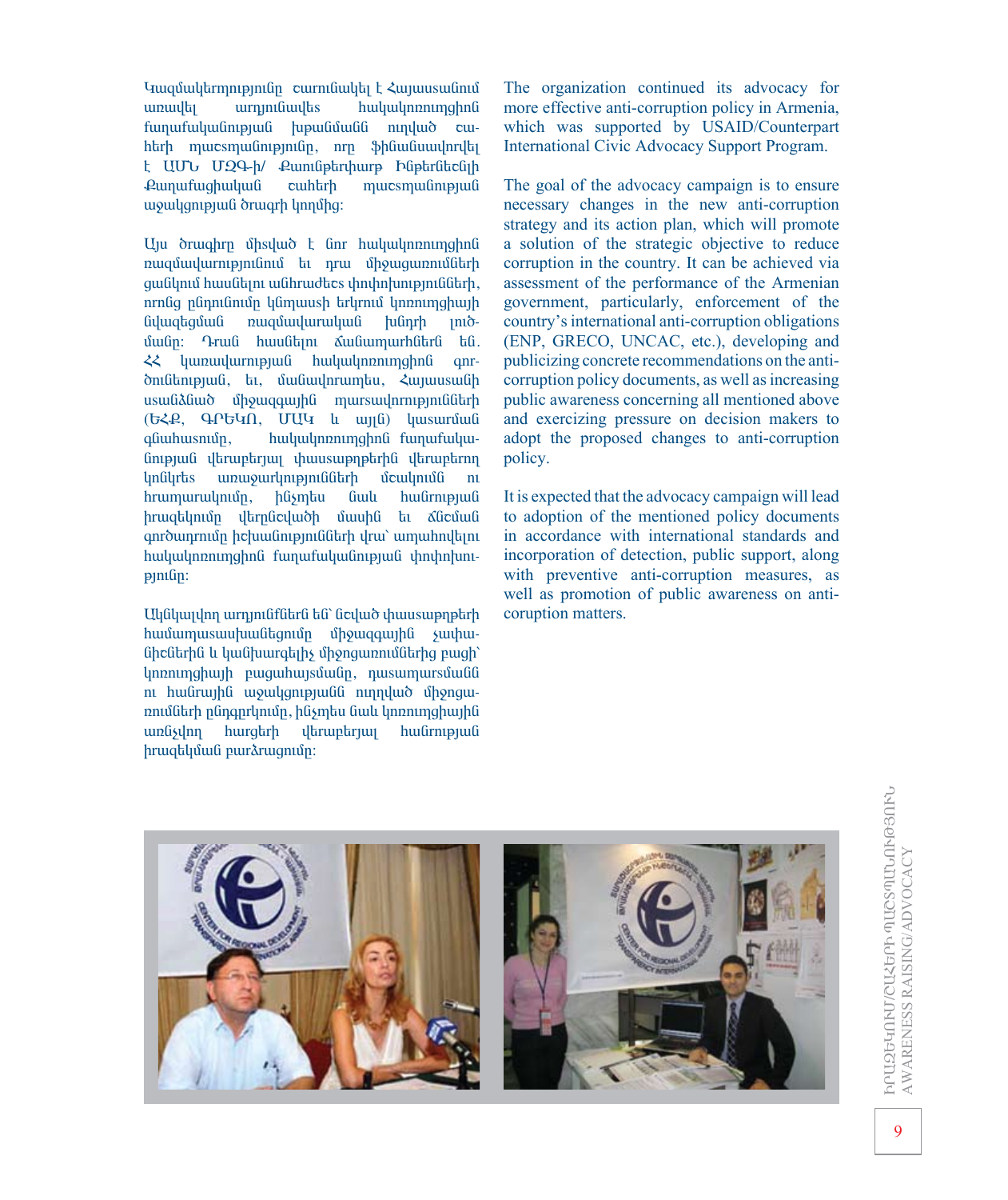Կազմակերպությունը շարունակել է Հայաստանում առավել արդյունավետ հակակոռուպցիոն քաղաքականության խթանմանն ուղղված շահերի պաշտպանությունը, որը ֆինանսավորվել է ԱՄՆ ՄԶԳ-ի/ Քաունթերփարթ Ինթերնեշնլի Քաղաքացիական շահերի պաշտպանության աջակցության ծրագրի կողմից:

Այս ծրագիրը միտված է նոր հակակոռուպցիոն ռազմավարությունում եւ դրա միջոցառումների ցանկում հասնելու անհրաժեշտ փոփոխությունների, որոնց ընդունումը կնպաստի երկրում կոռուպցիայի նվազեցման ռազմավարական խնդրի լուծմանը: Դրան հասնելու ճանապարհներն են. ՀՀ կառավարության հակակոռուպցիոն գործունեության, եւ, մասնավորապես, Հայաստանի ստանձնած միջազգային պարտավորությունների (ԵՀՔ, ԳՐԵԿՈ, ՄԱԿ և այլն) կատարման գնահատումը, հակակոռուպցիոն քաղաքականության վերաբերյալ փաստաթղթերին վերաբերող կոնկրետ առաջարկությունների մշակումն ու հրապարակումը, ինչպես նաև հանրության իրազեկումը վերընշվածի մասին եւ ճնշման գործադրումը իշխանությունների վրա՝ ապահովելու հակակոռուպցիոն քաղաքականության փոփոխությունը:

Ակնկալվող արդյունքներն են՝ նշված փաստաթղթերի համապատասխանեցումը միջազգային չափանիշներին և կանխարգելիչ միջոցառումներից բացի՝ կոռուպցիայի բացահայտմանը, դատապարտմանն ու հանրային աջակցությանն ուղղված միջոցառումների ընդգրկումը, ինչպես նաև կոռուպցիային առնչվող հարցերի վերաբերյալ հանրության իրազեկման բարձրացումը:

The organization continued its advocacy for more effective anti-corruption policy in Armenia, which was supported by USAID/Counterpart International Civic Advocacy Support Program.

The goal of the advocacy campaign is to ensure necessary changes in the new anti-corruption strategy and its action plan, which will promote a solution of the strategic objective to reduce corruption in the country. It can be achieved via assessment of the performance of the Armenian government, particularly, enforcement of the country's international anti-corruption obligations (ENP, GRECO, UNCAC, etc.), developing and publicizing concrete recommendations on the anti-corruption policy documents, as well as increasing public awareness concerning all mentioned above and exercizing pressure on decision makers to adopt the proposed changes to anti-corruption policy.

It is expected that the advocacy campaign will lead to adoption of the mentioned policy documents in accordance with international standards and incorporation of detection, public support, along with preventive anti-corruption measures, as well as promotion of public awareness on anti-coruption matters.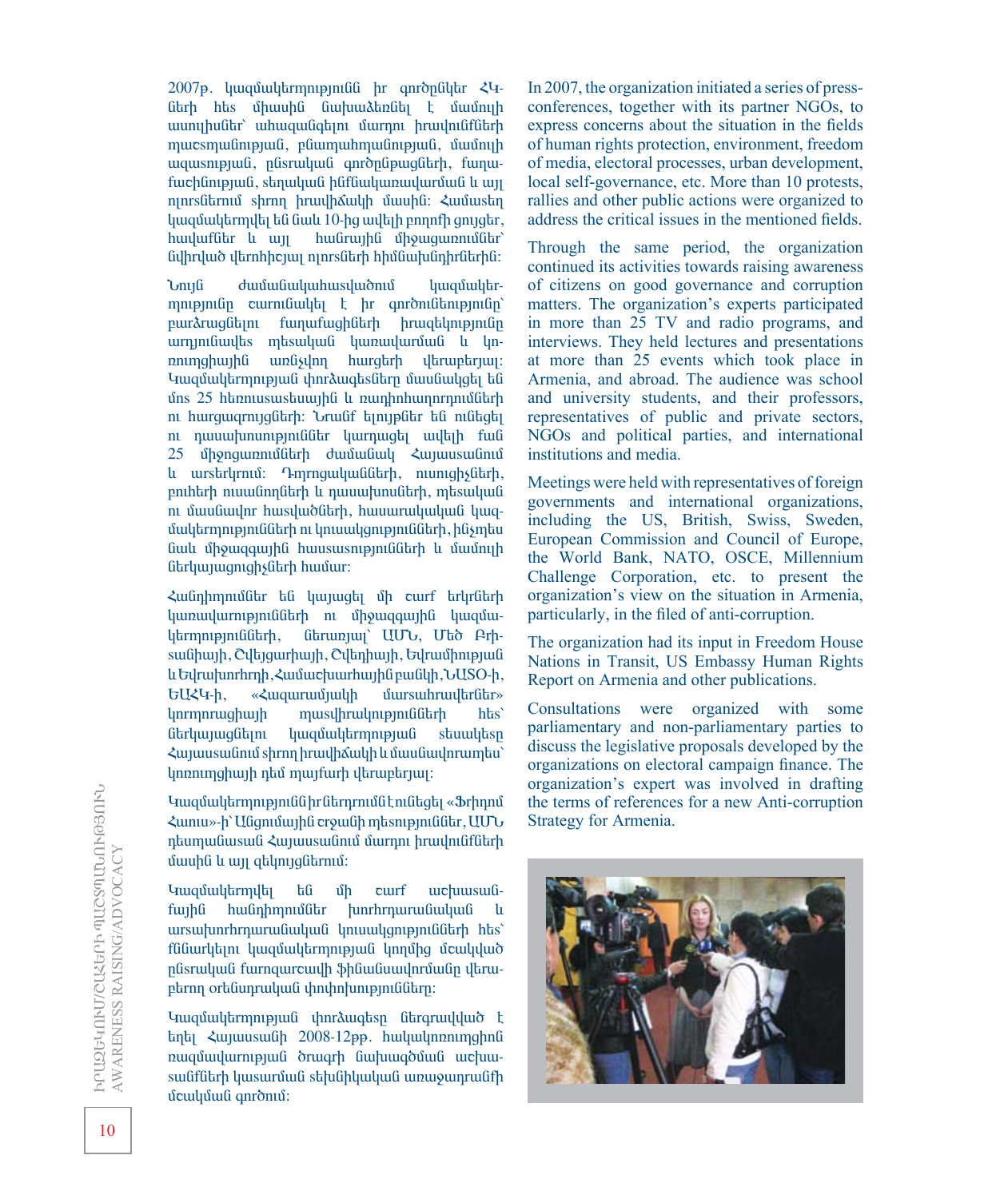2007թ. կազմակերպությունն իր գործընկեր ՀԿ-ների հետ միասին նախաձեռնել է մամուլի ասուլիսներ՝ ահազանգելու մարդու իրավունքների պաշտպանության, բնապահպանության, մամուլի ազատության, ընտրական գործընթացների, քաղաքաշինության, տեղական ինքնակառավարման և այլ ոլորտներում տիրող իրավիճակի մասին: Համատեղ կազմակերպվել են նաև 10-ից ավելի բողոքի ցույցեր, հավաքներ և այլ հանրային միջոցառումներ՝ նվիրված վերոհիշյալ ոլորտների հիմնախնդիրներին:

Նույն ժամանակահատվածում կազմակերպությունը շարունակել է իր գործունեությունը՝ բարձրացնելու քաղաքացիների իրազեկությունը արդյունավետ պետական կառավարման և կոռուպցիային առնչվող հարցերի վերաբերյալ: Կազմակերպության փորձագետները մասնակցել են մոտ 25 հեռուստատեսային և ռադիոհաղորդումների ու հարցազրույցների: Նրանք ելույթներ են ունեցել ու դասախոսություններ կարդացել ավելի քան 25 միջոցառումների ժամանակ Հայաստանում և արտերկրում: Դպրոցականների, ուսուցիչների, բուհերի ուսանողների և դասախոսների, պետական ու մասնավոր հատվածների, հասարակական կազմակերպությունների ու կուսակցությունների, ինչպես նաև միջազգային հաստատությունների և մամուլի ներկայացուցիչների համար:

Հանդիպումներ են կայացել մի շարք երկրների կառավարությունների ու միջազգային կազմակերպությունների, ներառյալ՝ ԱՄՆ, Մեծ Բրիտանիայի, Շվեյցարիայի, Շվեդիայի, Եվրամիության և Եվրախորհրդի, Համաշխարհային բանկի, ՆԱՏՕ-ի, ԵԱՀԿ-ի, «Հազարամյակի մարտահրավերներ» կորպորացիայի պաշտոնյաների հետ՝ ներկայացնելու կազմակերպության տեսակետը Հայաստանում տիրող իրավիճակի և մասնավորապես՝ կոռուպցիայի դեմ պայքարի վերաբերյալ:

Կազմակերպությունն իր ներդրումն է ունեցել «Ֆրիդոմ Հաուս»-ի՝ Անցումային շրջանի դեսությունները, ԱՄՆ դեսպանատան Հայաստանում մարդու իրավունքների մասին և այլ զեկույցներում:

Կազմակերպվել են մի շարք աշխատանքային հանդիպումներ խորհրդարանական և արտախորհրդարանական կուսակցությունների հետ՝ քննարկելու կազմակերպության կողմից մշակված ընտրական քարոզարշավի ֆինանսավորմանը վերաբերող օրենսդրական փոփոխությունները:

Կազմակերպության փորձագետը ներգրավված է եղել Հայաստանի 2008-12թթ. հակակոռուպցիոն ռազմավարության ծրագրի նախագծման աշխատանքների կատարման տեխնիկական առաջադրանքի մշակման գործում:

In 2007, the organization initiated a series of press-conferences, together with its partner NGOs, to express concerns about the situation in the fields of human rights protection, environment, freedom of media, electoral processes, urban development, local self-governance, etc. More than 10 protests, rallies and other public actions were organized to address the critical issues in the mentioned fields.

Through the same period, the organization continued its activities towards raising awareness of citizens on good governance and corruption matters. The organization's experts participated in more than 25 TV and radio programs, and interviews. They held lectures and presentations at more than 25 events which took place in Armenia, and abroad. The audience was school and university students, and their professors, representatives of public and private sectors, NGOs and political parties, and international institutions and media.

Meetings were held with representatives of foreign governments and international organizations, including the US, British, Swiss, Sweden, European Commission and Council of Europe, the World Bank, NATO, OSCE, Millennium Challenge Corporation, etc. to present the organization's view on the situation in Armenia, particularly, in the filed of anti-corruption.

The organization had its input in Freedom House Nations in Transit, US Embassy Human Rights Report on Armenia and other publications.

Consultations were organized with some parliamentary and non-parliamentary parties to discuss the legislative proposals developed by the organizations on electoral campaign finance. The organization's expert was involved in drafting the terms of references for a new Anti-corruption Strategy for Armenia.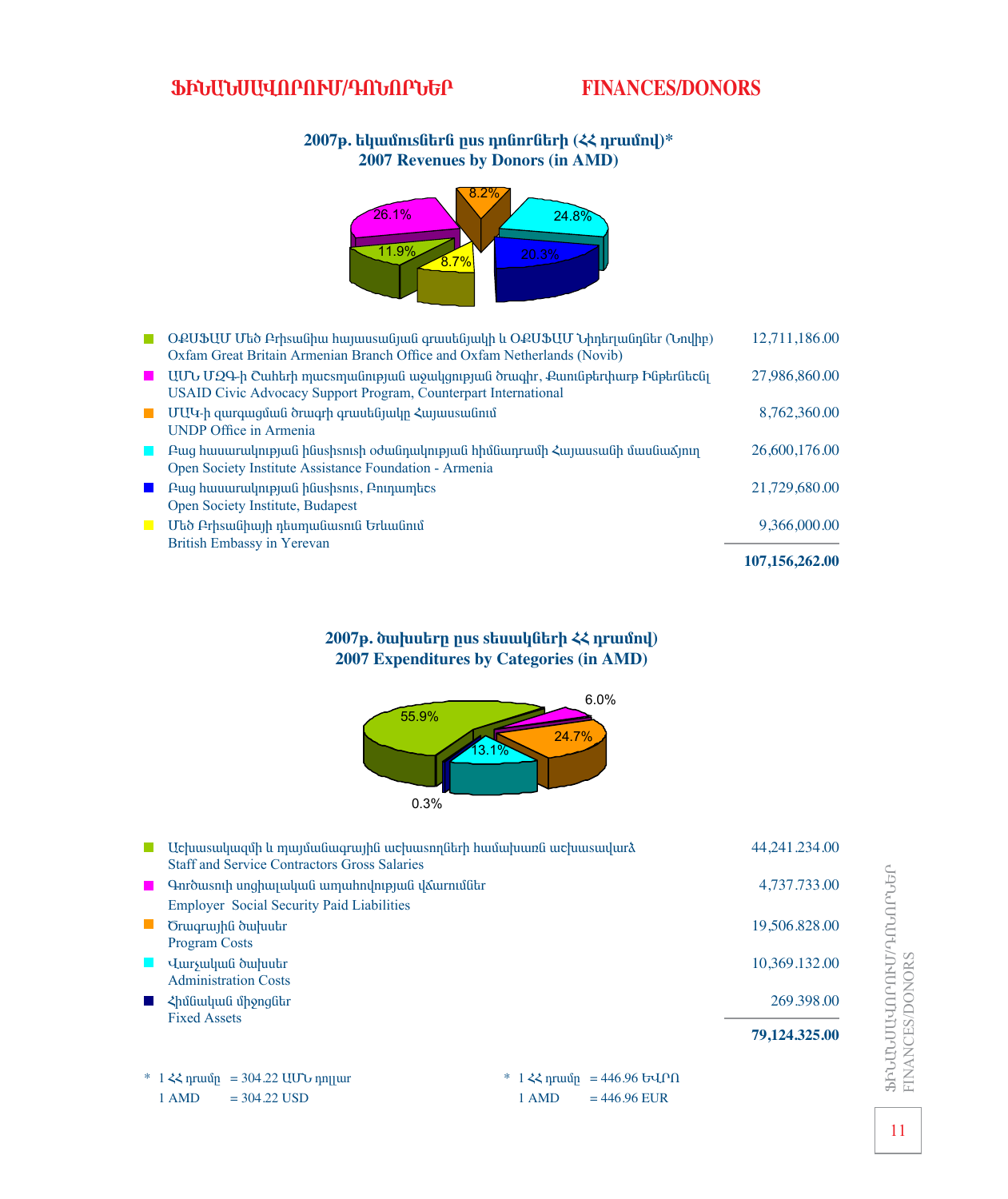# ՖԻՆԱՆՍԱՎՈՐՈՒՄ/ԴՈՆՈՐՆԵՐ FINANCES/DONORS

## 2007թ. եկամուտներն ըստ դոնորների (ՀՀ դրամով)*
## 2007 Revenues by Donors (in AMD)

| | Donor | Amount |
|---|---|---|
| ■ | ՕՔՍՖԱՄ Մեծ Բրիտանիա հայաստանյան գրասենյակի և ՕՔՍՖԱՄ Նիդերլանդներ (Նովիբ) Oxfam Great Britain Armenian Branch Office and Oxfam Netherlands (Novib) | 12,711,186.00 |
| ■ | ԱՄՆ ՄԶԳ-ի Շահերի պաշտպանության աջակցության ծրագիր, Քաունթերփարթ Ինթերնեշնլ USAID Civic Advocacy Support Program, Counterpart International | 27,986,860.00 |
| ■ | ՄԱԿ-ի զարգացման ծրագրի գրասենյակը Հայաստանում UNDP Office in Armenia | 8,762,360.00 |
| ■ | Բաց հասարակության ինստիտուտի օժանդակության հիմնադրամի Հայաստանի մասնաճյուղ Open Society Institute Assistance Foundation - Armenia | 26,600,176.00 |
| ■ | Բաց հասարակության ինստիտուտ, Բուդապեշտ Open Society Institute, Budapest | 21,729,680.00 |
| ■ | Մեծ Բրիտանիայի դեսպանատուն Երևանում British Embassy in Yerevan | 9,366,000.00 |
| | | **107,156,262.00** |

## 2007թ. ծախսերը ըստ տեսակների ՀՀ դրամով)
## 2007 Expenditures by Categories (in AMD)

| | Category | Amount |
|---|---|---|
| ■ | Աշխատակազմի և պայմանագրային աշխատողների համախառն աշխատավարձ Staff and Service Contractors Gross Salaries | 44,241.234.00 |
| ■ | Գործատուի սոցիալական ապահովության վճարումներ Employer Social Security Paid Liabilities | 4,737.733.00 |
| ■ | Ծրագրային ծախսեր Program Costs | 19,506.828.00 |
| ■ | Վարչական ծախսեր Administration Costs | 10,369.132.00 |
| ■ | Հիմնական միջոցներ Fixed Assets | 269.398.00 |
| | | **79,124.325.00** |

\* 1 ՀՀ դրամը = 304.22 ԱՄՆ դոլլար
1 AMD = 304.22 USD

\* 1 ՀՀ դրամը = 446.96 ԵՎՐՈ
1 AMD = 446.96 EUR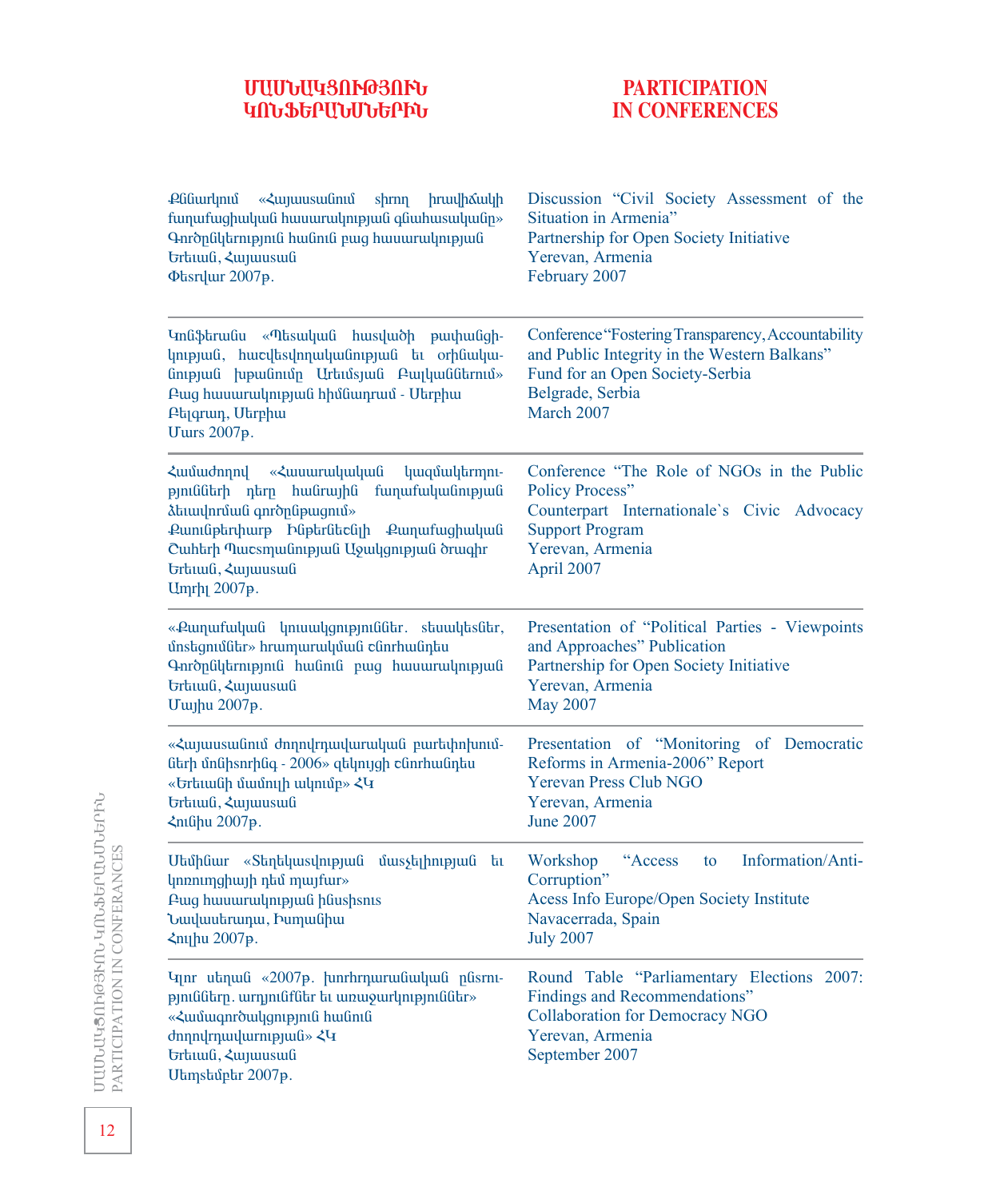| ՄԱՍՆԱԿՑՈՒԹՅՈՒՆ ԿՈՆՖԵՐԱՆՍՆԵՐԻՆ | PARTICIPATION IN CONFERENCES |
|---|---|
| Քննարկում «Հայաստանում տիրող իրավիճակի քաղաքացիական հասարակության գնահատականը»<br>Գործընկերություն հանուն բաց հասարակության<br>Երեւան, Հայաստան<br>Փետրվար 2007թ. | Discussion "Civil Society Assessment of the Situation in Armenia"<br>Partnership for Open Society Initiative<br>Yerevan, Armenia<br>February 2007 |
| Կոնֆերանս «Պետական հատվածի թափանցիկության, հաշվետվողականության եւ օրինականության խթանումը Արեւմտյան Բալկաններում»<br>Բաց հասարակության հիմնադրամ - Սերբիա<br>Բելգրադ, Սերբիա<br>Մարտ 2007թ. | Conference "Fostering Transparency, Accountability and Public Integrity in the Western Balkans"<br>Fund for an Open Society-Serbia<br>Belgrade, Serbia<br>March 2007 |
| Համաժողով «Հասարակական կազմակերպությունների դերը հանրային քաղաքականության ձեւավորման գործընթացում»<br>Քաունթերփարթ Ինթերնեշնլի Քաղաքացիական Շահերի Պաշտպանության Աջակցության ծրագիր<br>Երեւան, Հայաստան<br>Ապրիլ 2007թ. | Conference "The Role of NGOs in the Public Policy Process"<br>Counterpart Internationale`s Civic Advocacy Support Program<br>Yerevan, Armenia<br>April 2007 |
| «Քաղաքական կուսակցություններ. տեսակետներ, մոտեցումներ» հրապարակման շնորհանդես<br>Գործընկերություն հանուն բաց հասարակության<br>Երեւան, Հայաստան<br>Մայիս 2007թ. | Presentation of "Political Parties - Viewpoints and Approaches" Publication<br>Partnership for Open Society Initiative<br>Yerevan, Armenia<br>May 2007 |
| «Հայաստանում ժողովրդավարական բարեփոխումների մոնիտորինգ - 2006» զեկույցի շնորհանդես<br>«Երեւանի մամուլի ակումբ» ՀԿ<br>Երեւան, Հայաստան<br>Հունիս 2007թ. | Presentation of "Monitoring of Democratic Reforms in Armenia-2006" Report<br>Yerevan Press Club NGO<br>Yerevan, Armenia<br>June 2007 |
| Սեմինար «Տեղեկատվության մատչելիության եւ կոռուպցիայի դեմ պայքար»<br>Բաց հասարակության ինստիտուտ<br>Նավասերադա, Իսպանիա<br>Հուլիս 2007թ. | Workshop "Access to Information/Anti-Corruption"<br>Acess Info Europe/Open Society Institute<br>Navacerrada, Spain<br>July 2007 |
| Կլոր սեղան «2007թ. խորհրդարանական ընտրությունները. արդյունքներ եւ առաջարկություններ»<br>«Համագործակցություն հանուն ժողովրդավարության» ՀԿ<br>Երեւան, Հայաստան<br>Սեպտեմբեր 2007թ. | Round Table "Parliamentary Elections 2007: Findings and Recommendations"<br>Collaboration for Democracy NGO<br>Yerevan, Armenia<br>September 2007 |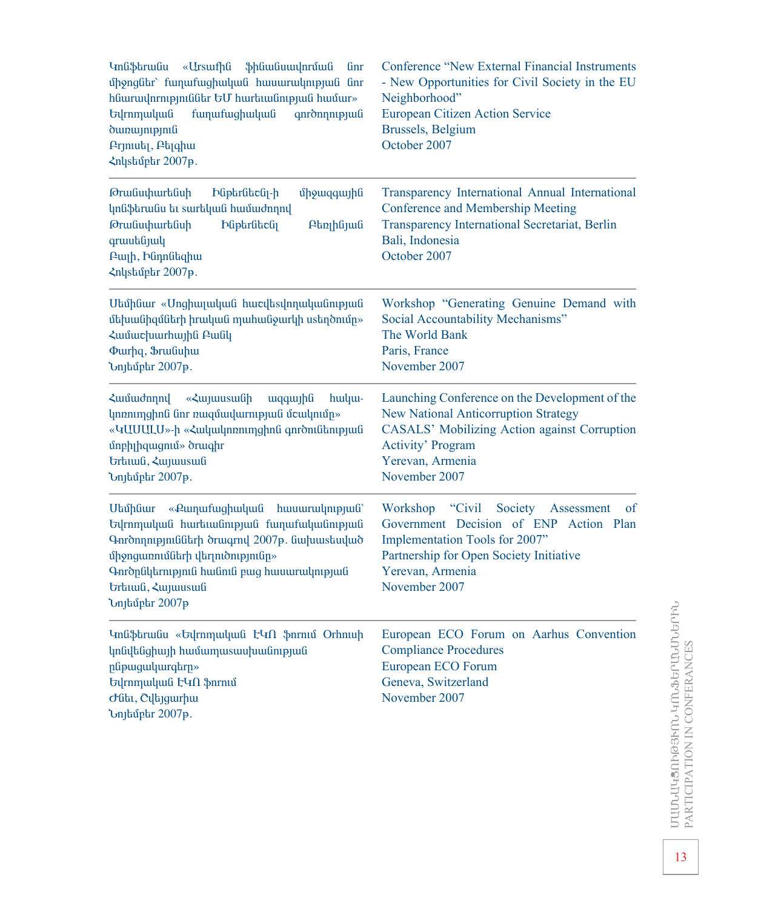| Armenian | English |
|---|---|
| Կոնֆերանս «Արտաքին ֆինանսավորման նոր միջոցներ՝ քաղաքացիական հասարակության նոր հնարավորություններ ԵՄ հարեւանության համար» Եվրոպական քաղաքացիական գործողության ծառայություն Բրյուսել, Բելգիա Հոկտեմբեր 2007թ. | Conference "New External Financial Instruments - New Opportunities for Civil Society in the EU Neighborhood" European Citizen Action Service Brussels, Belgium October 2007 |
| Թրանսփարենսի Ինթերնեշնլ-ի միջազգային կոնֆերանս եւ տարեկան համաժողով Թրանսփարենսի Ինթերնեշնլ Բեռլինյան գրասենյակ Բալի, Ինդոնեզիա Հոկտեմբեր 2007թ. | Transparency International Annual International Conference and Membership Meeting Transparency International Secretariat, Berlin Bali, Indonesia October 2007 |
| Սեմինար «Սոցիալական հաշվետվողականության մեխանիզմների իրական պահանջարկի ստեղծումը» Համաշխարհային Բանկ Փարիզ, Ֆրանսիա Նոյեմբեր 2007թ. | Workshop "Generating Genuine Demand with Social Accountability Mechanisms" The World Bank Paris, France November 2007 |
| Համաժողով «Հայաստանի ազգային հակակոռուպցիոն նոր ռազմավարության մշակումը» «ԿԱՄԱԼ»-ի «Հակակոռուպցիոն գործունեության մոբիլիզացում» ծրագիր Երեւան, Հայաստան Նոյեմբեր 2007թ. | Launching Conference on the Development of the New National Anticorruption Strategy CASALS' Mobilizing Action against Corruption Activity' Program Yerevan, Armenia November 2007 |
| Սեմինար «Քաղաքացիական հասարակության՝ Եվրոպական հարեւանության քաղաքականության Գործողությունների ծրագրով 2007թ. նախատեսված միջոցառումների վերլուծությունը» Գործընկերություն հանուն բաց հասարակության Երեւան, Հայաստան Նոյեմբեր 2007թ | Workshop "Civil Society Assessment of Government Decision of ENP Action Plan Implementation Tools for 2007" Partnership for Open Society Initiative Yerevan, Armenia November 2007 |
| Կոնֆերանս «Եվրոպական ԷԿՈ ֆորում Օրհուսի կոնվենցիայի համապատասխանության ընթացակարգերը» Եվրոպական ԷԿՈ ֆորում Ժնեւ, Շվեյցարիա Նոյեմբեր 2007թ. | European ECO Forum on Aarhus Convention Compliance Procedures European ECO Forum Geneva, Switzerland November 2007 |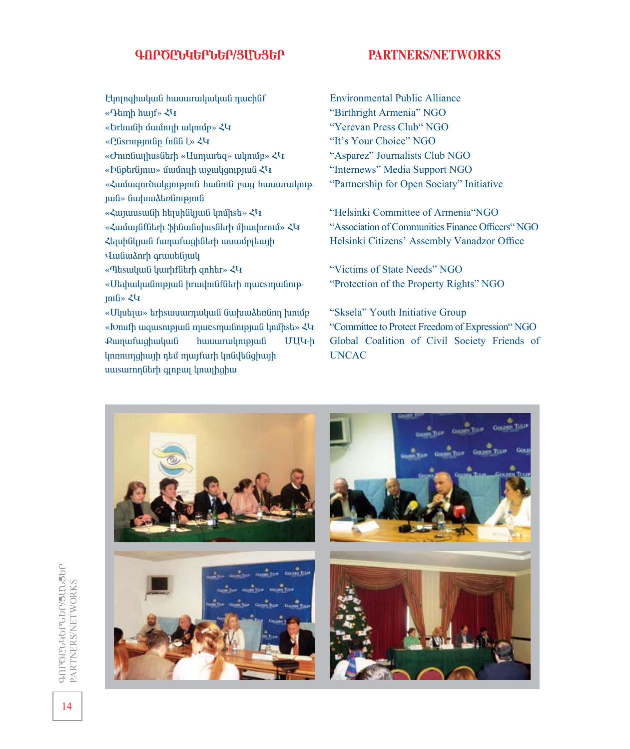## ԳՈՐԾԸՆԿԵՐՆԵՐ/ՅԱՆՑԵՐ

Էկոլոգիական հասարակական դաշինք
«Դեպի հայք» ՀԿ
«Երևանի մամուլի ակումբ» ՀԿ
«Ընտրությունը քոնն է» ՀԿ
«Ժուռնալիստների «Ասպարեզ» ակումբ» ՀԿ
«Ինթերնյուս» մամուլի աջակցության ՀԿ
«Համագործակցություն հանուն բաց հասարակության» նախաձեռնություն

«Հայաստանի հելսինկյան կոմիտե» ՀԿ
«Համայնքների ֆինանսիստների միավորում» ՀԿ
Հելսինկյան քաղաքացիների ասամբլեայի Վանաձորի գրասենյակ

«Պետական կարիքների զոհեր» ՀԿ
«Սեփականության իրավունքների պաշտպանություն» ՀԿ

«Սկսելա» երիտասարդական նախաձեռնող խումբ
«Խոսքի ազատության պաշտպանության կոմիտե» ՀԿ
Քաղաքացիական հասարակության ՄԱԿ-ի կոռուպցիայի դեմ պայքարի կոնվենցիայի սատարողների գլոբալ կոալիցիա

## PARTNERS/NETWORKS

Environmental Public Alliance
"Birthright Armenia" NGO
"Yerevan Press Club" NGO
"It's Your Choice" NGO
"Asparez" Journalists Club NGO
"Internews" Media Support NGO
"Partnership for Open Sociaty" Initiative

"Helsinki Committee of Armenia" NGO
"Association of Communities Finance Officers" NGO
Helsinki Citizens' Assembly Vanadzor Office

"Victims of State Needs" NGO
"Protection of the Property Rights" NGO

"Sksela" Youth Initiative Group
"Committee to Protect Freedom of Expression" NGO
Global Coalition of Civil Society Friends of UNCAC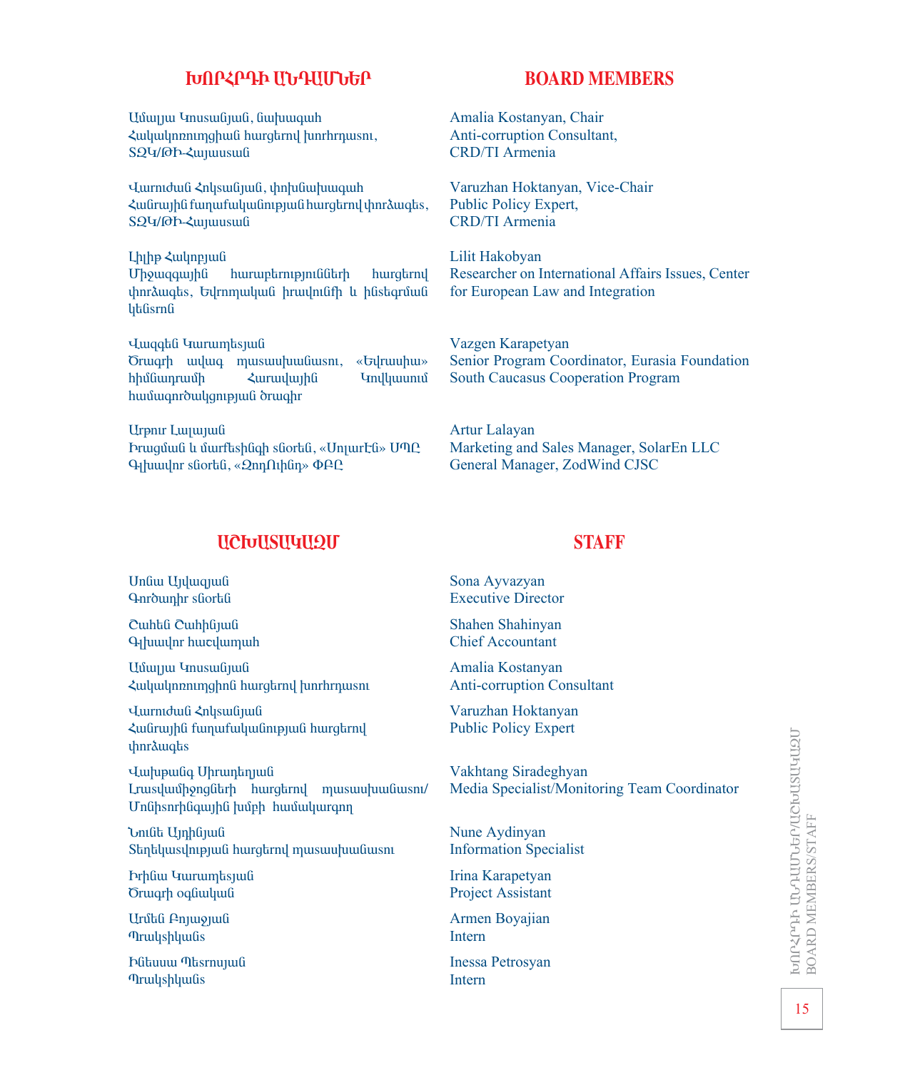## ԽՈՐՀՐԴԻ ԱՆԴԱՄՆԵՐ

Ամալյա Կոստանյան, նախագահ
Հակակոռուպցիան հարցերով խորհրդատու,
ՏԶԿ/ԹԻ-Հայաստան

Վարուժան Հոկտանյան, փոխնախագահ
Հանրային քաղաքականության հարցերով փորձագետ,
ՏԶԿ/ԹԻ-Հայաստան

Լիլիթ Հակոբյան
Միջազգային հարաբերությունների հարցերով փորձագետ, Եվրոպական իրավունքի և ինտեգրման կենտրոն

Վազգեն Կարապետյան
Ծրագրի ավագ պատասխանատու, «Եվրասիա» հիմնադրամի Հարավային Կովկասում համագործակցության ծրագիր

Արթուր Լալայան
Իրացման և մարքեթինգի տնօրեն, «ՍոլարԷն» ՍՊԸ
Գլխավոր տնօրեն, «ԶոդՈւինդ» ՓԲԸ

## BOARD MEMBERS

Amalia Kostanyan, Chair
Anti-corruption Consultant,
CRD/TI Armenia

Varuzhan Hoktanyan, Vice-Chair
Public Policy Expert,
CRD/TI Armenia

Lilit Hakobyan
Researcher on International Affairs Issues, Center for European Law and Integration

Vazgen Karapetyan
Senior Program Coordinator, Eurasia Foundation South Caucasus Cooperation Program

Artur Lalayan
Marketing and Sales Manager, SolarEn LLC
General Manager, ZodWind CJSC

## ԱՇԽԱՏԱԿԱԶՄ

Սոնա Այվազյան
Գործադիր տնօրեն

Շահեն Շահինյան
Գլխավոր հաշվապահ

Ամալյա Կոստանյան
Հակակոռուպցիոն հարցերով խորհրդատու

Վարուժան Հոկտանյան
Հանրային քաղաքականության հարցերով փորձագետ

Վախթանգ Սիրադեղյան
Լրատվամիջոցների հարցերով պատասխանատու/ Մոնիտորինգային խմբի համակարգող

Նունե Այդինյան
Տեղեկատվության հարցերով պատասխանատու

Իրինա Կարապետյան
Ծրագրի օգնական

Արմեն Բոյաջյան
Պրակտիկանտ

Ինեսսա Պետրոսյան
Պրակտիկանտ

## STAFF

Sona Ayvazyan
Executive Director

Shahen Shahinyan
Chief Accountant

Amalia Kostanyan
Anti-corruption Consultant

Varuzhan Hoktanyan
Public Policy Expert

Vakhtang Siradeghyan
Media Specialist/Monitoring Team Coordinator

Nune Aydinyan
Information Specialist

Irina Karapetyan
Project Assistant

Armen Boyajian
Intern

Inessa Petrosyan
Intern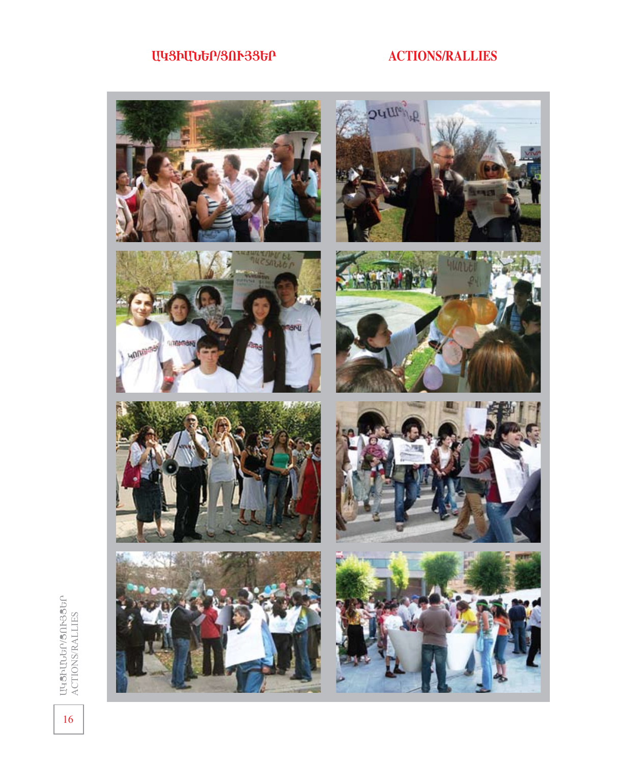# ԱԿՑԻԱՆԵՐ/ՅՈՒՅՑԵՐ

# ACTIONS/RALLIES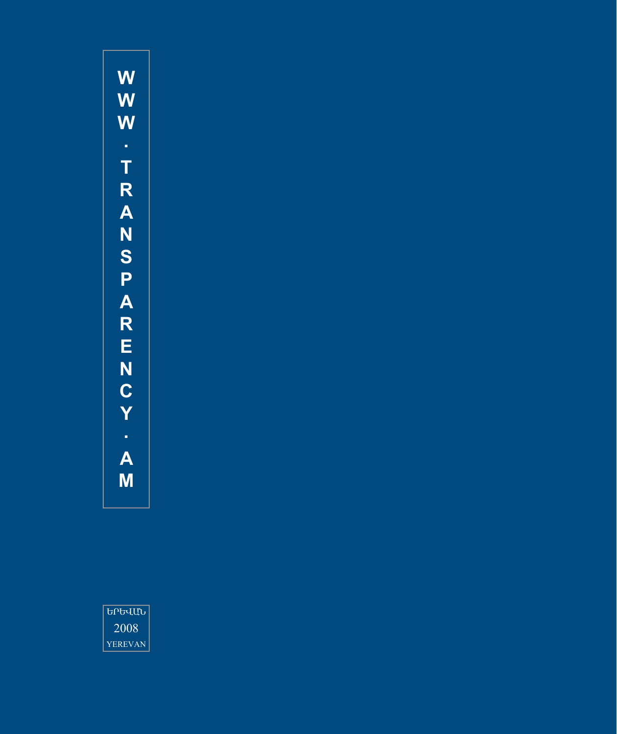WWW.TRANSPARENCY.AM

ԵՐԵՎԱՆ

2008

YEREVAN